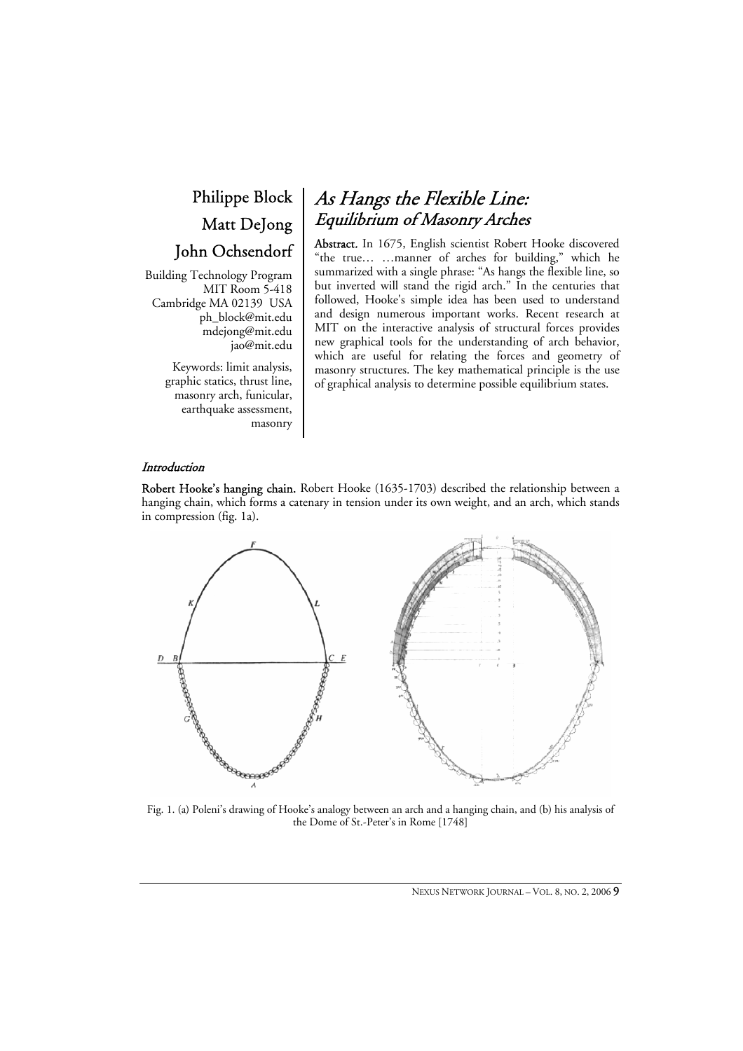# As Hangs the Flexible Line: *Equilibrium of Masonry Arches*

**Philippe Block**
**Matt DeJong**
**John Ochsendorf**

Building Technology Program
MIT Room 5-418
Cambridge MA 02139 USA
ph_block@mit.edu
mdejong@mit.edu
jao@mit.edu

Keywords: limit analysis, graphic statics, thrust line, masonry arch, funicular, earthquake assessment, masonry

**Abstract.** In 1675, English scientist Robert Hooke discovered "the true… …manner of arches for building," which he summarized with a single phrase: "As hangs the flexible line, so but inverted will stand the rigid arch." In the centuries that followed, Hooke's simple idea has been used to understand and design numerous important works. Recent research at MIT on the interactive analysis of structural forces provides new graphical tools for the understanding of arch behavior, which are useful for relating the forces and geometry of masonry structures. The key mathematical principle is the use of graphical analysis to determine possible equilibrium states.

## *Introduction*

**Robert Hooke's hanging chain.** Robert Hooke (1635-1703) described the relationship between a hanging chain, which forms a catenary in tension under its own weight, and an arch, which stands in compression (fig. 1a).

Fig. 1. (a) Poleni's drawing of Hooke's analogy between an arch and a hanging chain, and (b) his analysis of the Dome of St.-Peter's in Rome [1748]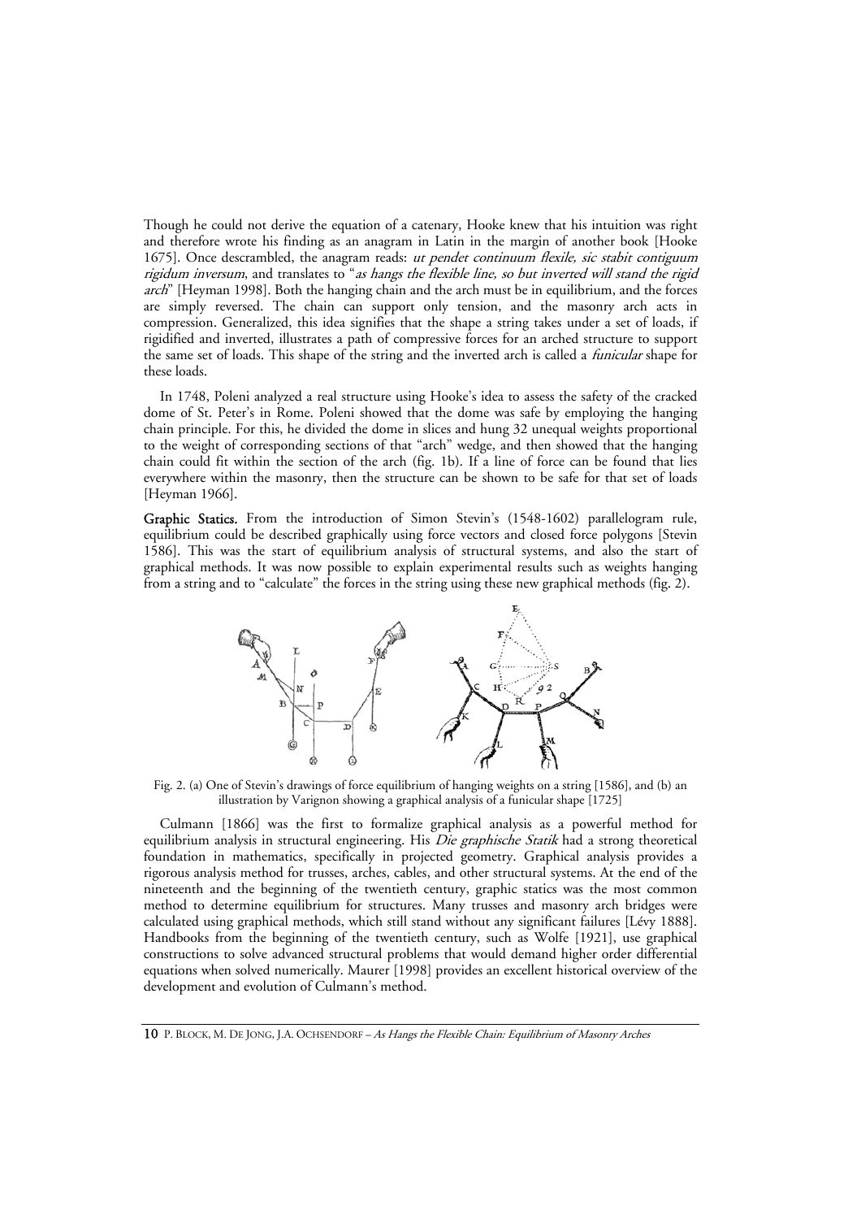Though he could not derive the equation of a catenary, Hooke knew that his intuition was right and therefore wrote his finding as an anagram in Latin in the margin of another book [Hooke 1675]. Once descrambled, the anagram reads: *ut pendet continuum flexile, sic stabit contiguum rigidum inversum*, and translates to "*as hangs the flexible line, so but inverted will stand the rigid arch*" [Heyman 1998]. Both the hanging chain and the arch must be in equilibrium, and the forces are simply reversed. The chain can support only tension, and the masonry arch acts in compression. Generalized, this idea signifies that the shape a string takes under a set of loads, if rigidified and inverted, illustrates a path of compressive forces for an arched structure to support the same set of loads. This shape of the string and the inverted arch is called a *funicular* shape for these loads.

In 1748, Poleni analyzed a real structure using Hooke's idea to assess the safety of the cracked dome of St. Peter's in Rome. Poleni showed that the dome was safe by employing the hanging chain principle. For this, he divided the dome in slices and hung 32 unequal weights proportional to the weight of corresponding sections of that "arch" wedge, and then showed that the hanging chain could fit within the section of the arch (fig. 1b). If a line of force can be found that lies everywhere within the masonry, then the structure can be shown to be safe for that set of loads [Heyman 1966].

**Graphic Statics.** From the introduction of Simon Stevin's (1548-1602) parallelogram rule, equilibrium could be described graphically using force vectors and closed force polygons [Stevin 1586]. This was the start of equilibrium analysis of structural systems, and also the start of graphical methods. It was now possible to explain experimental results such as weights hanging from a string and to "calculate" the forces in the string using these new graphical methods (fig. 2).

Fig. 2. (a) One of Stevin's drawings of force equilibrium of hanging weights on a string [1586], and (b) an illustration by Varignon showing a graphical analysis of a funicular shape [1725]

Culmann [1866] was the first to formalize graphical analysis as a powerful method for equilibrium analysis in structural engineering. His *Die graphische Statik* had a strong theoretical foundation in mathematics, specifically in projected geometry. Graphical analysis provides a rigorous analysis method for trusses, arches, cables, and other structural systems. At the end of the nineteenth and the beginning of the twentieth century, graphic statics was the most common method to determine equilibrium for structures. Many trusses and masonry arch bridges were calculated using graphical methods, which still stand without any significant failures [Lévy 1888]. Handbooks from the beginning of the twentieth century, such as Wolfe [1921], use graphical constructions to solve advanced structural problems that would demand higher order differential equations when solved numerically. Maurer [1998] provides an excellent historical overview of the development and evolution of Culmann's method.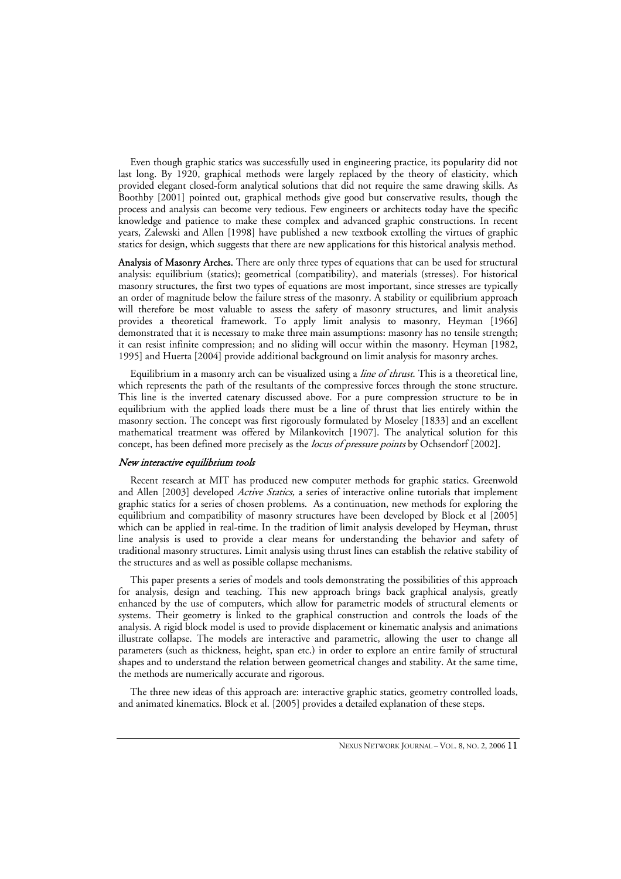Even though graphic statics was successfully used in engineering practice, its popularity did not last long. By 1920, graphical methods were largely replaced by the theory of elasticity, which provided elegant closed-form analytical solutions that did not require the same drawing skills. As Boothby [2001] pointed out, graphical methods give good but conservative results, though the process and analysis can become very tedious. Few engineers or architects today have the specific knowledge and patience to make these complex and advanced graphic constructions. In recent years, Zalewski and Allen [1998] have published a new textbook extolling the virtues of graphic statics for design, which suggests that there are new applications for this historical analysis method.

**Analysis of Masonry Arches.** There are only three types of equations that can be used for structural analysis: equilibrium (statics); geometrical (compatibility), and materials (stresses). For historical masonry structures, the first two types of equations are most important, since stresses are typically an order of magnitude below the failure stress of the masonry. A stability or equilibrium approach will therefore be most valuable to assess the safety of masonry structures, and limit analysis provides a theoretical framework. To apply limit analysis to masonry, Heyman [1966] demonstrated that it is necessary to make three main assumptions: masonry has no tensile strength; it can resist infinite compression; and no sliding will occur within the masonry. Heyman [1982, 1995] and Huerta [2004] provide additional background on limit analysis for masonry arches.

Equilibrium in a masonry arch can be visualized using a *line of thrust*. This is a theoretical line, which represents the path of the resultants of the compressive forces through the stone structure. This line is the inverted catenary discussed above. For a pure compression structure to be in equilibrium with the applied loads there must be a line of thrust that lies entirely within the masonry section. The concept was first rigorously formulated by Moseley [1833] and an excellent mathematical treatment was offered by Milankovitch [1907]. The analytical solution for this concept, has been defined more precisely as the *locus of pressure points* by Ochsendorf [2002].

### *New interactive equilibrium tools*

Recent research at MIT has produced new computer methods for graphic statics. Greenwold and Allen [2003] developed *Active Statics,* a series of interactive online tutorials that implement graphic statics for a series of chosen problems. As a continuation, new methods for exploring the equilibrium and compatibility of masonry structures have been developed by Block et al [2005] which can be applied in real-time. In the tradition of limit analysis developed by Heyman, thrust line analysis is used to provide a clear means for understanding the behavior and safety of traditional masonry structures. Limit analysis using thrust lines can establish the relative stability of the structures and as well as possible collapse mechanisms.

This paper presents a series of models and tools demonstrating the possibilities of this approach for analysis, design and teaching. This new approach brings back graphical analysis, greatly enhanced by the use of computers, which allow for parametric models of structural elements or systems. Their geometry is linked to the graphical construction and controls the loads of the analysis. A rigid block model is used to provide displacement or kinematic analysis and animations illustrate collapse. The models are interactive and parametric, allowing the user to change all parameters (such as thickness, height, span etc.) in order to explore an entire family of structural shapes and to understand the relation between geometrical changes and stability. At the same time, the methods are numerically accurate and rigorous.

The three new ideas of this approach are: interactive graphic statics, geometry controlled loads, and animated kinematics. Block et al. [2005] provides a detailed explanation of these steps.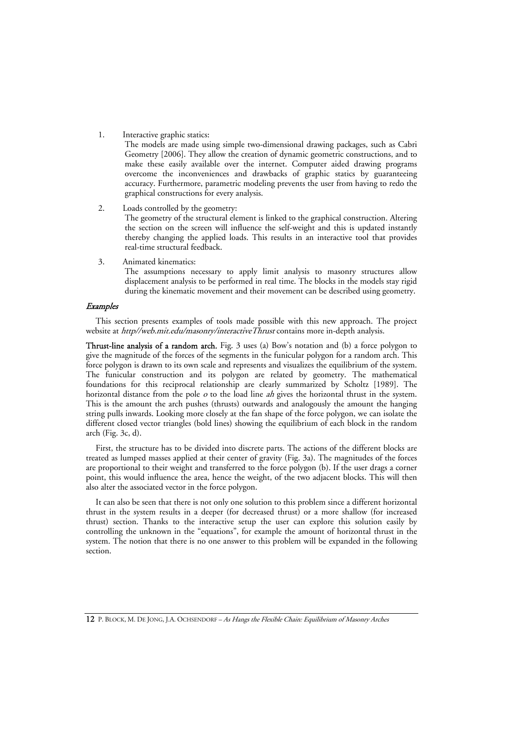1. Interactive graphic statics:
   The models are made using simple two-dimensional drawing packages, such as Cabri Geometry [2006]. They allow the creation of dynamic geometric constructions, and to make these easily available over the internet. Computer aided drawing programs overcome the inconveniences and drawbacks of graphic statics by guaranteeing accuracy. Furthermore, parametric modeling prevents the user from having to redo the graphical constructions for every analysis.

2. Loads controlled by the geometry:
   The geometry of the structural element is linked to the graphical construction. Altering the section on the screen will influence the self-weight and this is updated instantly thereby changing the applied loads. This results in an interactive tool that provides real-time structural feedback.

3. Animated kinematics:
   The assumptions necessary to apply limit analysis to masonry structures allow displacement analysis to be performed in real time. The blocks in the models stay rigid during the kinematic movement and their movement can be described using geometry.

## *Examples*

This section presents examples of tools made possible with this new approach. The project website at *http//web.mit.edu/masonry/interactiveThrust* contains more in-depth analysis.

**Thrust-line analysis of a random arch.** Fig. 3 uses (a) Bow's notation and (b) a force polygon to give the magnitude of the forces of the segments in the funicular polygon for a random arch. This force polygon is drawn to its own scale and represents and visualizes the equilibrium of the system. The funicular construction and its polygon are related by geometry. The mathematical foundations for this reciprocal relationship are clearly summarized by Scholtz [1989]. The horizontal distance from the pole *o* to the load line *ah* gives the horizontal thrust in the system. This is the amount the arch pushes (thrusts) outwards and analogously the amount the hanging string pulls inwards. Looking more closely at the fan shape of the force polygon, we can isolate the different closed vector triangles (bold lines) showing the equilibrium of each block in the random arch (Fig. 3c, d).

First, the structure has to be divided into discrete parts. The actions of the different blocks are treated as lumped masses applied at their center of gravity (Fig. 3a). The magnitudes of the forces are proportional to their weight and transferred to the force polygon (b). If the user drags a corner point, this would influence the area, hence the weight, of the two adjacent blocks. This will then also alter the associated vector in the force polygon.

It can also be seen that there is not only one solution to this problem since a different horizontal thrust in the system results in a deeper (for decreased thrust) or a more shallow (for increased thrust) section. Thanks to the interactive setup the user can explore this solution easily by controlling the unknown in the "equations", for example the amount of horizontal thrust in the system. The notion that there is no one answer to this problem will be expanded in the following section.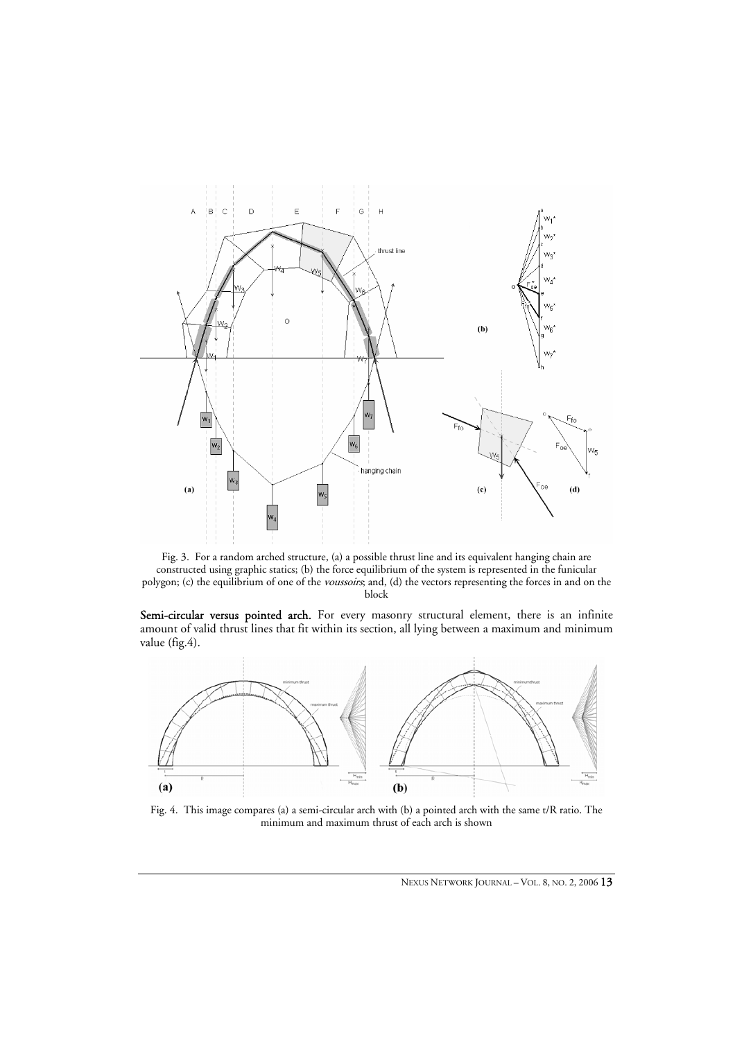Fig. 3. For a random arched structure, (a) a possible thrust line and its equivalent hanging chain are constructed using graphic statics; (b) the force equilibrium of the system is represented in the funicular polygon; (c) the equilibrium of one of the *voussoirs*; and, (d) the vectors representing the forces in and on the block

**Semi-circular versus pointed arch.** For every masonry structural element, there is an infinite amount of valid thrust lines that fit within its section, all lying between a maximum and minimum value (fig.4).

Fig. 4. This image compares (a) a semi-circular arch with (b) a pointed arch with the same t/R ratio. The minimum and maximum thrust of each arch is shown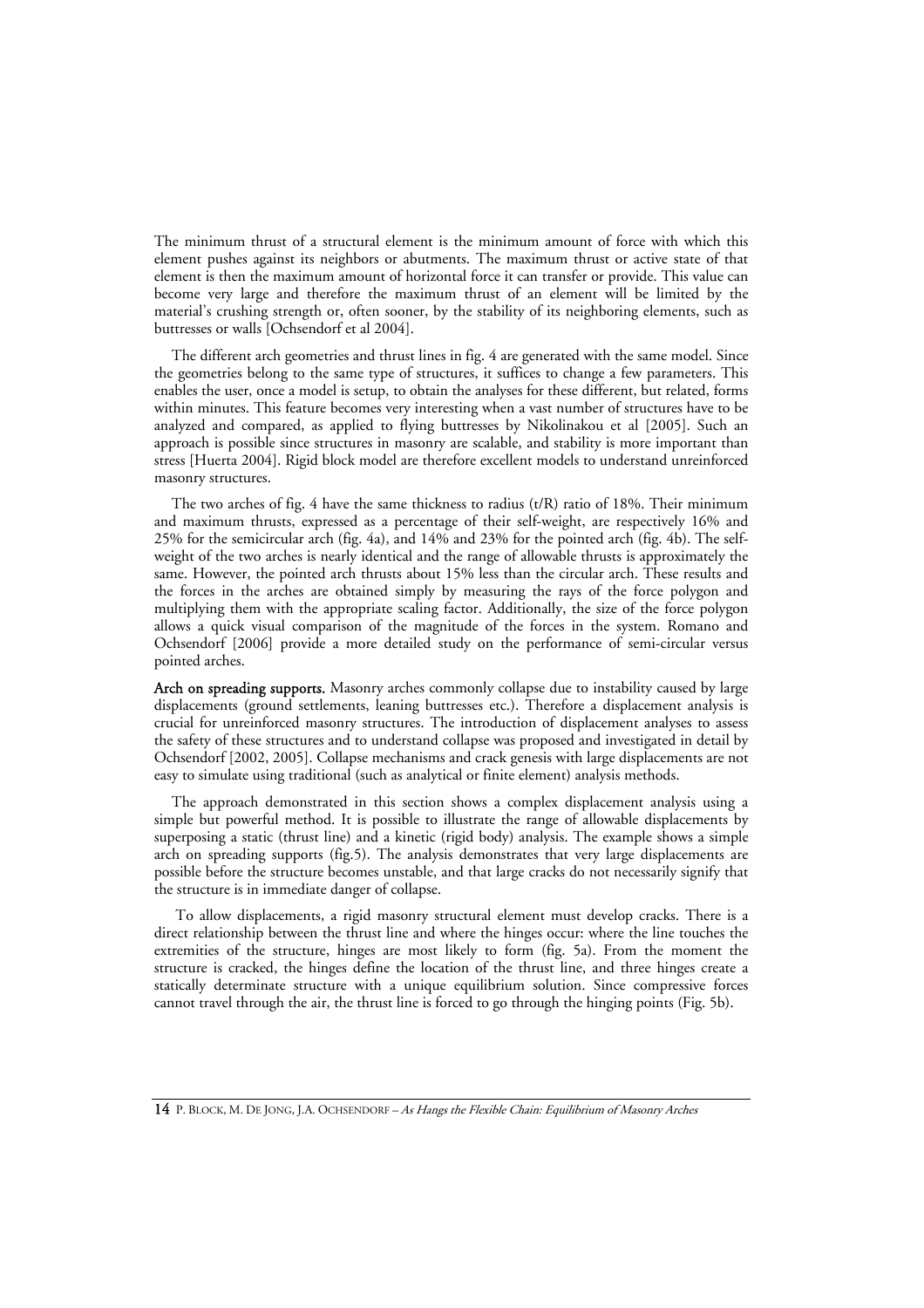The minimum thrust of a structural element is the minimum amount of force with which this element pushes against its neighbors or abutments. The maximum thrust or active state of that element is then the maximum amount of horizontal force it can transfer or provide. This value can become very large and therefore the maximum thrust of an element will be limited by the material's crushing strength or, often sooner, by the stability of its neighboring elements, such as buttresses or walls [Ochsendorf et al 2004].

The different arch geometries and thrust lines in fig. 4 are generated with the same model. Since the geometries belong to the same type of structures, it suffices to change a few parameters. This enables the user, once a model is setup, to obtain the analyses for these different, but related, forms within minutes. This feature becomes very interesting when a vast number of structures have to be analyzed and compared, as applied to flying buttresses by Nikolinakou et al [2005]. Such an approach is possible since structures in masonry are scalable, and stability is more important than stress [Huerta 2004]. Rigid block model are therefore excellent models to understand unreinforced masonry structures.

The two arches of fig. 4 have the same thickness to radius (t/R) ratio of 18%. Their minimum and maximum thrusts, expressed as a percentage of their self-weight, are respectively 16% and 25% for the semicircular arch (fig. 4a), and 14% and 23% for the pointed arch (fig. 4b). The self-weight of the two arches is nearly identical and the range of allowable thrusts is approximately the same. However, the pointed arch thrusts about 15% less than the circular arch. These results and the forces in the arches are obtained simply by measuring the rays of the force polygon and multiplying them with the appropriate scaling factor. Additionally, the size of the force polygon allows a quick visual comparison of the magnitude of the forces in the system. Romano and Ochsendorf [2006] provide a more detailed study on the performance of semi-circular versus pointed arches.

**Arch on spreading supports.** Masonry arches commonly collapse due to instability caused by large displacements (ground settlements, leaning buttresses etc.). Therefore a displacement analysis is crucial for unreinforced masonry structures. The introduction of displacement analyses to assess the safety of these structures and to understand collapse was proposed and investigated in detail by Ochsendorf [2002, 2005]. Collapse mechanisms and crack genesis with large displacements are not easy to simulate using traditional (such as analytical or finite element) analysis methods.

The approach demonstrated in this section shows a complex displacement analysis using a simple but powerful method. It is possible to illustrate the range of allowable displacements by superposing a static (thrust line) and a kinetic (rigid body) analysis. The example shows a simple arch on spreading supports (fig.5). The analysis demonstrates that very large displacements are possible before the structure becomes unstable, and that large cracks do not necessarily signify that the structure is in immediate danger of collapse.

To allow displacements, a rigid masonry structural element must develop cracks. There is a direct relationship between the thrust line and where the hinges occur: where the line touches the extremities of the structure, hinges are most likely to form (fig. 5a). From the moment the structure is cracked, the hinges define the location of the thrust line, and three hinges create a statically determinate structure with a unique equilibrium solution. Since compressive forces cannot travel through the air, the thrust line is forced to go through the hinging points (Fig. 5b).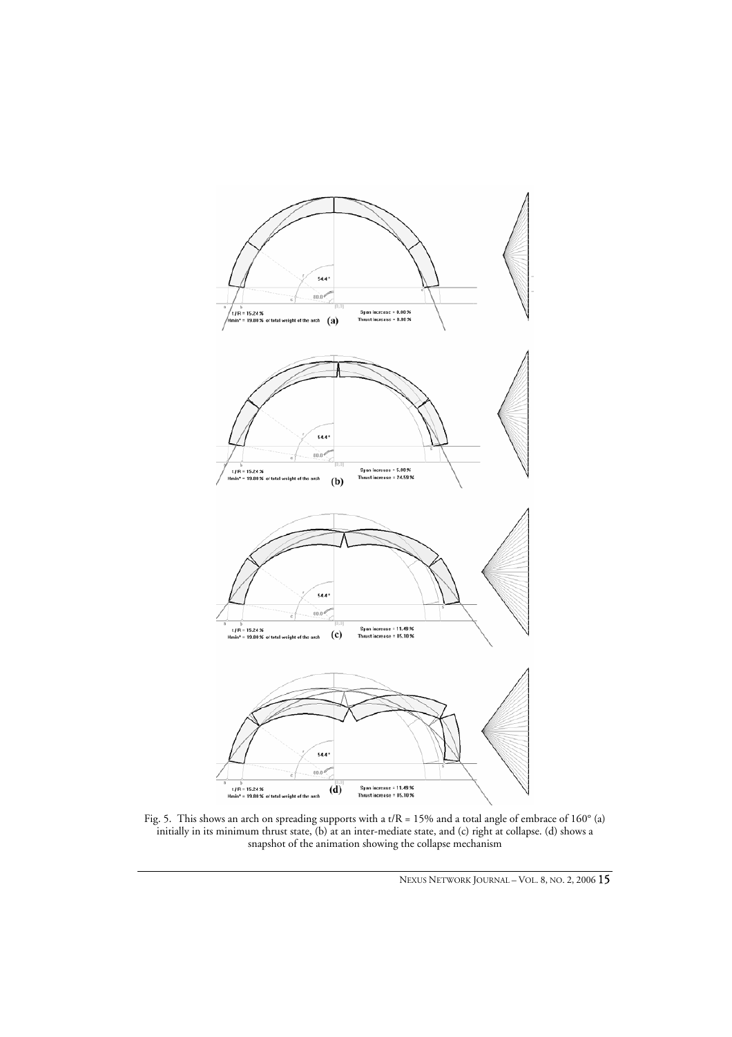Fig. 5. This shows an arch on spreading supports with a t/R = 15% and a total angle of embrace of 160° (a) initially in its minimum thrust state, (b) at an inter-mediate state, and (c) right at collapse. (d) shows a snapshot of the animation showing the collapse mechanism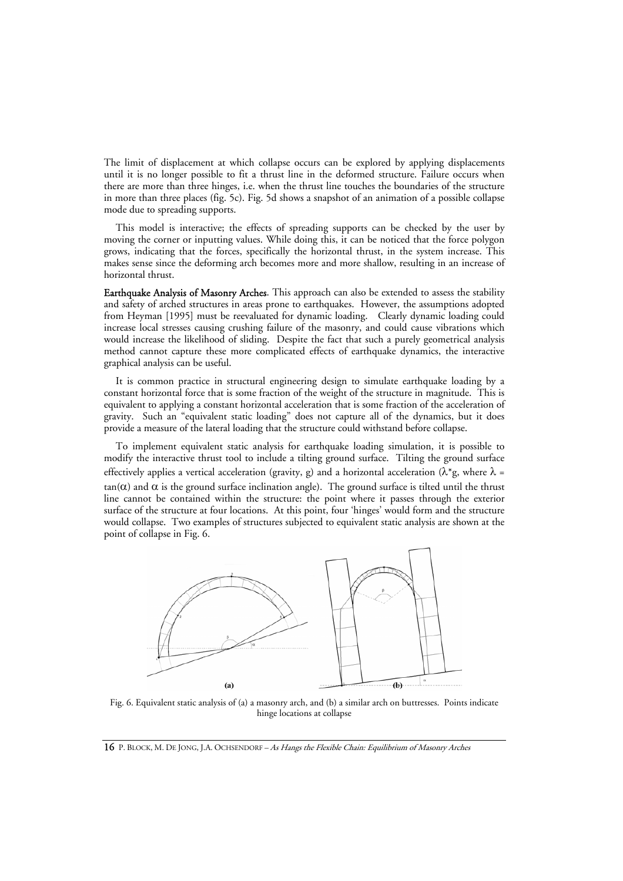The limit of displacement at which collapse occurs can be explored by applying displacements until it is no longer possible to fit a thrust line in the deformed structure. Failure occurs when there are more than three hinges, i.e. when the thrust line touches the boundaries of the structure in more than three places (fig. 5c). Fig. 5d shows a snapshot of an animation of a possible collapse mode due to spreading supports.

This model is interactive; the effects of spreading supports can be checked by the user by moving the corner or inputting values. While doing this, it can be noticed that the force polygon grows, indicating that the forces, specifically the horizontal thrust, in the system increase. This makes sense since the deforming arch becomes more and more shallow, resulting in an increase of horizontal thrust.

**Earthquake Analysis of Masonry Arches**. This approach can also be extended to assess the stability and safety of arched structures in areas prone to earthquakes. However, the assumptions adopted from Heyman [1995] must be reevaluated for dynamic loading. Clearly dynamic loading could increase local stresses causing crushing failure of the masonry, and could cause vibrations which would increase the likelihood of sliding. Despite the fact that such a purely geometrical analysis method cannot capture these more complicated effects of earthquake dynamics, the interactive graphical analysis can be useful.

It is common practice in structural engineering design to simulate earthquake loading by a constant horizontal force that is some fraction of the weight of the structure in magnitude. This is equivalent to applying a constant horizontal acceleration that is some fraction of the acceleration of gravity. Such an "equivalent static loading" does not capture all of the dynamics, but it does provide a measure of the lateral loading that the structure could withstand before collapse.

To implement equivalent static analysis for earthquake loading simulation, it is possible to modify the interactive thrust tool to include a tilting ground surface. Tilting the ground surface effectively applies a vertical acceleration (gravity, g) and a horizontal acceleration ($\lambda$*g, where $\lambda = \tan(\alpha)$ and $\alpha$ is the ground surface inclination angle). The ground surface is tilted until the thrust line cannot be contained within the structure: the point where it passes through the exterior surface of the structure at four locations. At this point, four 'hinges' would form and the structure would collapse. Two examples of structures subjected to equivalent static analysis are shown at the point of collapse in Fig. 6.

Fig. 6. Equivalent static analysis of (a) a masonry arch, and (b) a similar arch on buttresses. Points indicate hinge locations at collapse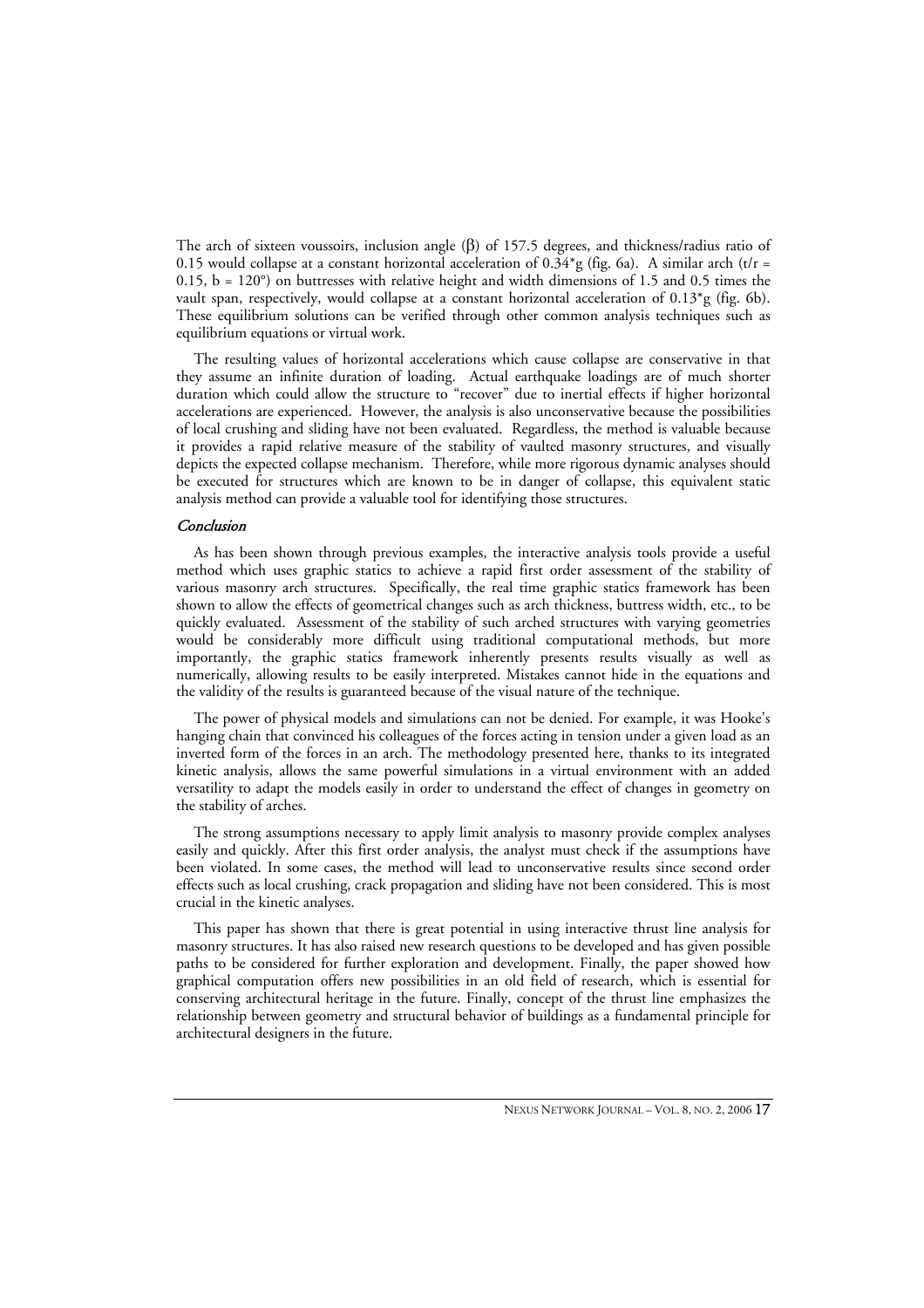The arch of sixteen voussoirs, inclusion angle ($\beta$) of 157.5 degrees, and thickness/radius ratio of 0.15 would collapse at a constant horizontal acceleration of 0.34*g (fig. 6a). A similar arch ($t/r$ = 0.15, b = 120°) on buttresses with relative height and width dimensions of 1.5 and 0.5 times the vault span, respectively, would collapse at a constant horizontal acceleration of 0.13*g (fig. 6b). These equilibrium solutions can be verified through other common analysis techniques such as equilibrium equations or virtual work.

The resulting values of horizontal accelerations which cause collapse are conservative in that they assume an infinite duration of loading. Actual earthquake loadings are of much shorter duration which could allow the structure to "recover" due to inertial effects if higher horizontal accelerations are experienced. However, the analysis is also unconservative because the possibilities of local crushing and sliding have not been evaluated. Regardless, the method is valuable because it provides a rapid relative measure of the stability of vaulted masonry structures, and visually depicts the expected collapse mechanism. Therefore, while more rigorous dynamic analyses should be executed for structures which are known to be in danger of collapse, this equivalent static analysis method can provide a valuable tool for identifying those structures.

### *Conclusion*

As has been shown through previous examples, the interactive analysis tools provide a useful method which uses graphic statics to achieve a rapid first order assessment of the stability of various masonry arch structures. Specifically, the real time graphic statics framework has been shown to allow the effects of geometrical changes such as arch thickness, buttress width, etc., to be quickly evaluated. Assessment of the stability of such arched structures with varying geometries would be considerably more difficult using traditional computational methods, but more importantly, the graphic statics framework inherently presents results visually as well as numerically, allowing results to be easily interpreted. Mistakes cannot hide in the equations and the validity of the results is guaranteed because of the visual nature of the technique.

The power of physical models and simulations can not be denied. For example, it was Hooke's hanging chain that convinced his colleagues of the forces acting in tension under a given load as an inverted form of the forces in an arch. The methodology presented here, thanks to its integrated kinetic analysis, allows the same powerful simulations in a virtual environment with an added versatility to adapt the models easily in order to understand the effect of changes in geometry on the stability of arches.

The strong assumptions necessary to apply limit analysis to masonry provide complex analyses easily and quickly. After this first order analysis, the analyst must check if the assumptions have been violated. In some cases, the method will lead to unconservative results since second order effects such as local crushing, crack propagation and sliding have not been considered. This is most crucial in the kinetic analyses.

This paper has shown that there is great potential in using interactive thrust line analysis for masonry structures. It has also raised new research questions to be developed and has given possible paths to be considered for further exploration and development. Finally, the paper showed how graphical computation offers new possibilities in an old field of research, which is essential for conserving architectural heritage in the future. Finally, concept of the thrust line emphasizes the relationship between geometry and structural behavior of buildings as a fundamental principle for architectural designers in the future.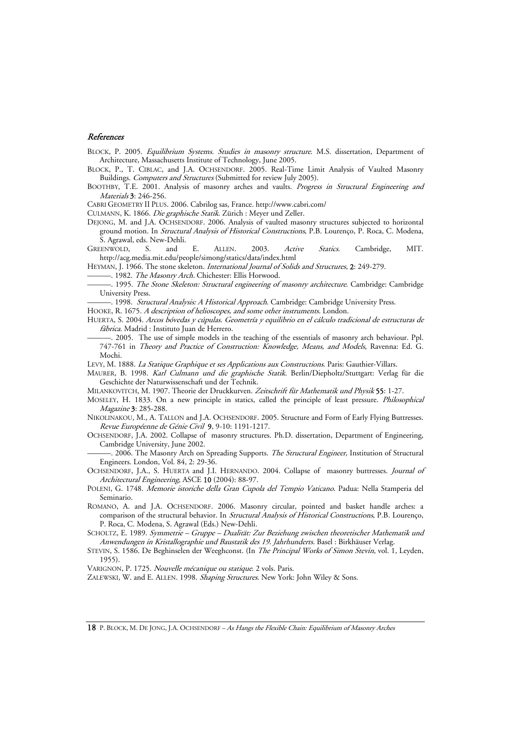## *References*

BLOCK, P. 2005. *Equilibrium Systems. Studies in masonry structure*. M.S. dissertation, Department of Architecture, Massachusetts Institute of Technology, June 2005.

BLOCK, P., T. CIBLAC, and J.A. OCHSENDORF. 2005. Real-Time Limit Analysis of Vaulted Masonry Buildings. *Computers and Structures* (Submitted for review July 2005).

BOOTHBY, T.E. 2001. Analysis of masonry arches and vaults. *Progress in Structural Engineering and Materials* **3**: 246-256.

CABRI GEOMETRY II PLUS. 2006. Cabrilog sas, France. http://www.cabri.com/

CULMANN, K. 1866. *Die graphische Statik*. Zürich : Meyer und Zeller.

DEJONG, M. and J.A. OCHSENDORF. 2006. Analysis of vaulted masonry structures subjected to horizontal ground motion. In *Structural Analysis of Historical Constructions*, P.B. Lourenço, P. Roca, C. Modena, S. Agrawal, eds. New-Dehli.

GREENWOLD, S. and E. ALLEN. 2003. *Active Statics*. Cambridge, MIT. http://acg.media.mit.edu/people/simong/statics/data/index.html

HEYMAN, J. 1966. The stone skeleton. *International Journal of Solids and Structures*, **2**: 249-279.

———. 1982. *The Masonry Arch*. Chichester: Ellis Horwood.

———. 1995. *The Stone Skeleton: Structural engineering of masonry architecture*. Cambridge: Cambridge University Press.

———. 1998. *Structural Analysis: A Historical Approach*. Cambridge: Cambridge University Press.

HOOKE, R. 1675. *A description of helioscopes, and some other instruments*. London.

HUERTA, S. 2004. *Arcos bóvedas y cúpulas. Geometría y equilibrio en el cálculo tradicional de estructuras de fábrica*. Madrid : Instituto Juan de Herrero.

———. 2005. The use of simple models in the teaching of the essentials of masonry arch behaviour. Ppl. 747-761 in *Theory and Practice of Construction: Knowledge, Means, and Models*, Ravenna: Ed. G. Mochi.

LEVY, M. 1888. *La Statique Graphique et ses Applications aux Constructions*. Paris: Gauthier-Villars.

MAURER, B. 1998. *Karl Culmann und die graphische Statik*. Berlin/Diepholtz/Stuttgart: Verlag für die Geschichte der Naturwissenschaft und der Technik.

MILANKOVITCH, M. 1907. Theorie der Druckkurven. *Zeitschrift für Mathematik und Physik* **55**: 1-27.

MOSELEY, H. 1833. On a new principle in statics, called the principle of least pressure. *Philosophical Magazine* **3**: 285-288.

NIKOLINAKOU, M., A. TALLON and J.A. OCHSENDORF. 2005. Structure and Form of Early Flying Buttresses. *Revue Européenne de Génie Civil* **9**, 9-10: 1191-1217.

OCHSENDORF, J.A. 2002. Collapse of masonry structures. Ph.D. dissertation, Department of Engineering, Cambridge University, June 2002.

———. 2006. The Masonry Arch on Spreading Supports. *The Structural Engineer,* Institution of Structural Engineers. London, Vol. 84, 2: 29-36.

OCHSENDORF, J.A., S. HUERTA and J.I. HERNANDO. 2004. Collapse of masonry buttresses. *Journal of Architectural Engineering*, ASCE **10** (2004): 88-97.

POLENI, G. 1748. *Memorie istoriche della Gran Cupola del Tempio Vaticano*. Padua: Nella Stamperia del Seminario.

ROMANO, A. and J.A. OCHSENDORF. 2006. Masonry circular, pointed and basket handle arches: a comparison of the structural behavior. In *Structural Analysis of Historical Constructions*, P.B. Lourenço, P. Roca, C. Modena, S. Agrawal (Eds.) New-Dehli.

SCHOLTZ, E. 1989. *Symmetrie – Gruppe – Dualität: Zur Beziehung zwischen theoretischer Mathematik und Anwendungen in Kristallographie und Baustatik des 19. Jahrhunderts*. Basel : Birkhäuser Verlag.

STEVIN, S. 1586. De Beghinselen der Weeghconst. (In *The Principal Works of Simon Stevin*, vol. 1, Leyden, 1955).

VARIGNON, P. 1725. *Nouvelle mécanique ou statique*. 2 vols. Paris.

ZALEWSKI, W. and E. ALLEN. 1998. *Shaping Structures*. New York: John Wiley & Sons.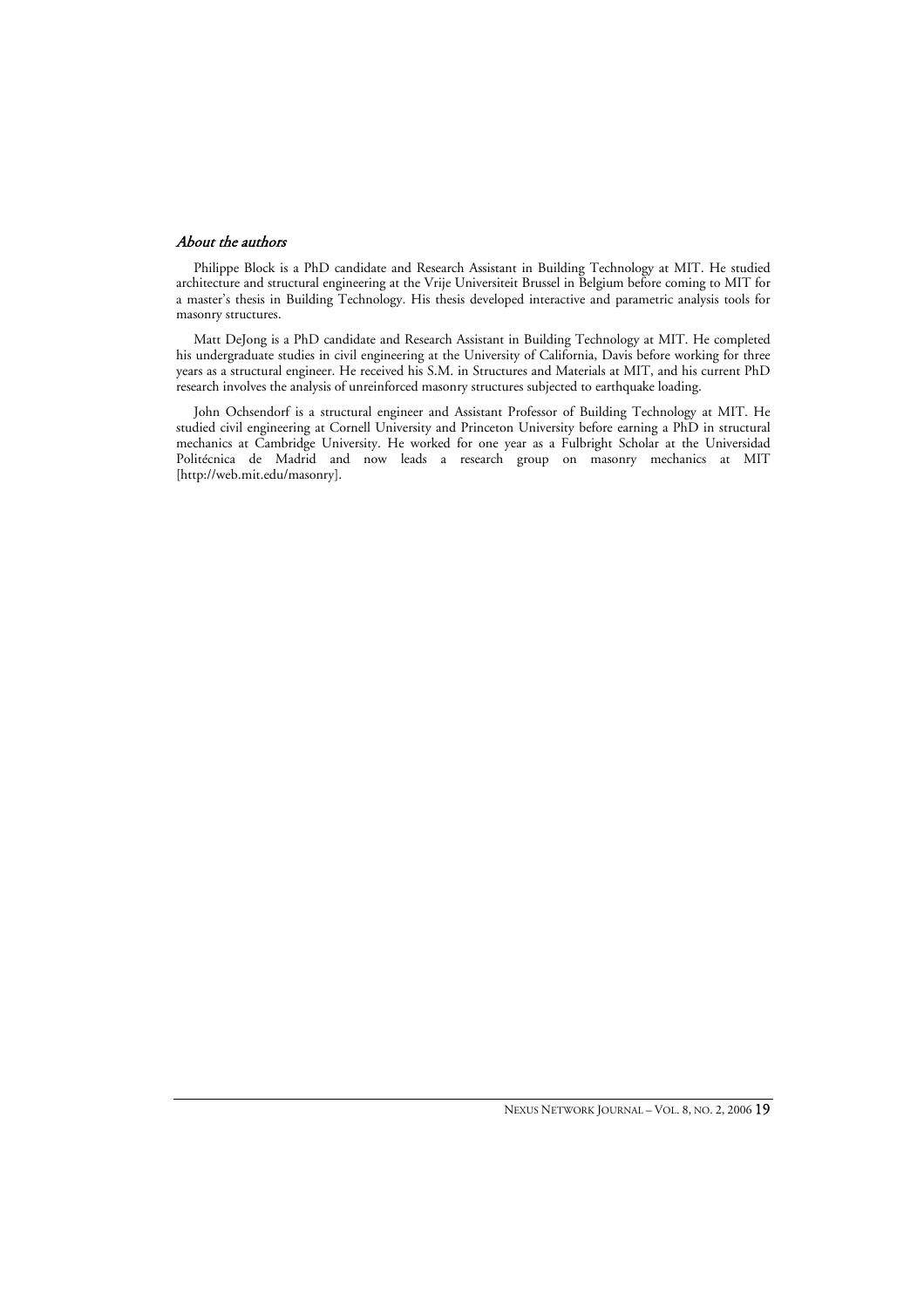### *About the authors*

Philippe Block is a PhD candidate and Research Assistant in Building Technology at MIT. He studied architecture and structural engineering at the Vrije Universiteit Brussel in Belgium before coming to MIT for a master's thesis in Building Technology. His thesis developed interactive and parametric analysis tools for masonry structures.

Matt DeJong is a PhD candidate and Research Assistant in Building Technology at MIT. He completed his undergraduate studies in civil engineering at the University of California, Davis before working for three years as a structural engineer. He received his S.M. in Structures and Materials at MIT, and his current PhD research involves the analysis of unreinforced masonry structures subjected to earthquake loading.

John Ochsendorf is a structural engineer and Assistant Professor of Building Technology at MIT. He studied civil engineering at Cornell University and Princeton University before earning a PhD in structural mechanics at Cambridge University. He worked for one year as a Fulbright Scholar at the Universidad Politécnica de Madrid and now leads a research group on masonry mechanics at MIT [http://web.mit.edu/masonry].